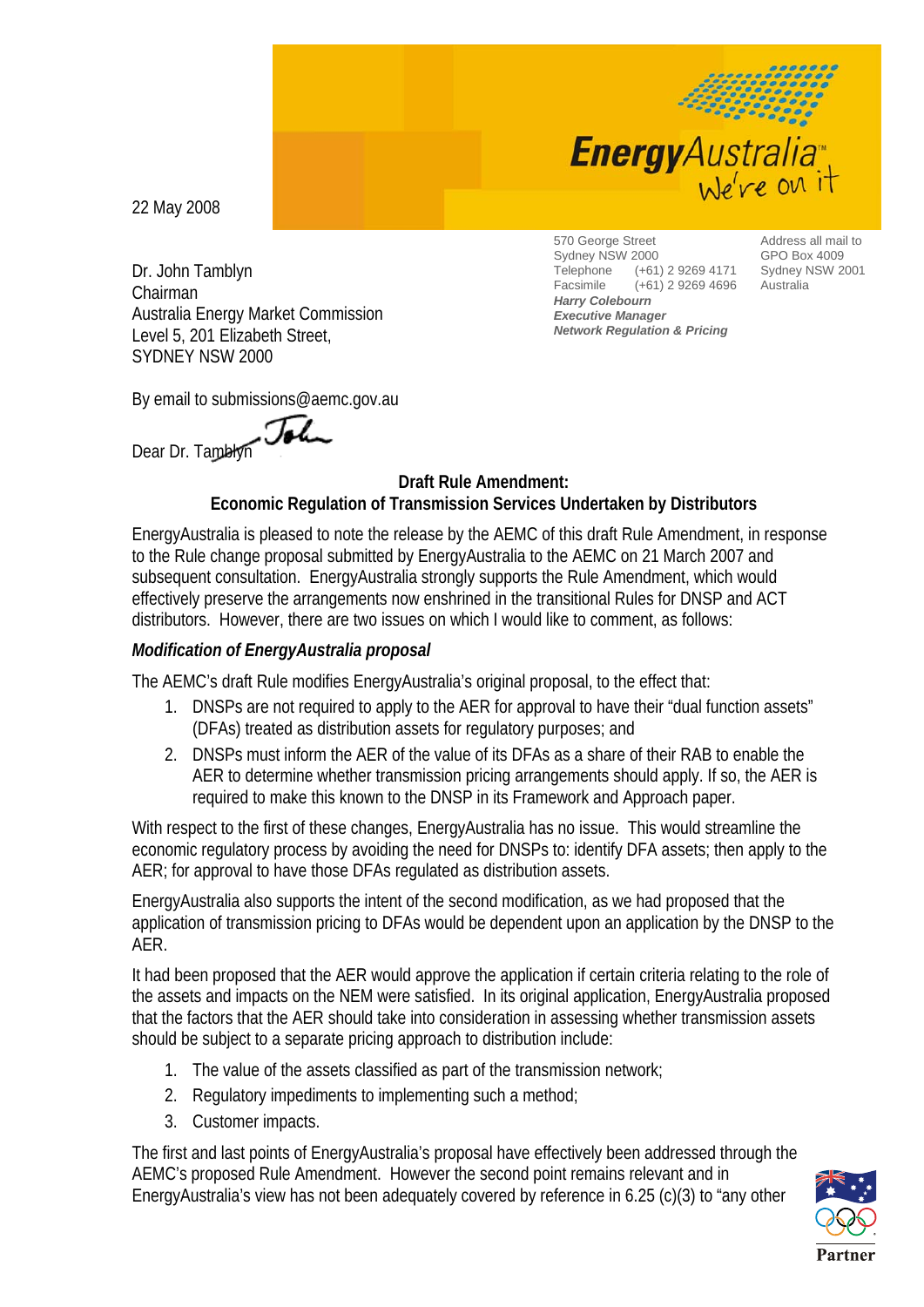22 May 2008

570 George Street
Sydney NSW 2000
Telephone (+61) 2 9269 4171
Facsimile (+61) 2 9269 4696
***Harry Colebourn***
***Executive Manager***
***Network Regulation & Pricing***

Address all mail to
GPO Box 4009
Sydney NSW 2001
Australia

Dr. John Tamblyn
Chairman
Australia Energy Market Commission
Level 5, 201 Elizabeth Street,
SYDNEY NSW 2000

By email to submissions@aemc.gov.au

Dear Dr. Tamblyn John

**Draft Rule Amendment:**
**Economic Regulation of Transmission Services Undertaken by Distributors**

EnergyAustralia is pleased to note the release by the AEMC of this draft Rule Amendment, in response to the Rule change proposal submitted by EnergyAustralia to the AEMC on 21 March 2007 and subsequent consultation. EnergyAustralia strongly supports the Rule Amendment, which would effectively preserve the arrangements now enshrined in the transitional Rules for DNSP and ACT distributors. However, there are two issues on which I would like to comment, as follows:

***Modification of EnergyAustralia proposal***

The AEMC's draft Rule modifies EnergyAustralia's original proposal, to the effect that:

1. DNSPs are not required to apply to the AER for approval to have their "dual function assets" (DFAs) treated as distribution assets for regulatory purposes; and
2. DNSPs must inform the AER of the value of its DFAs as a share of their RAB to enable the AER to determine whether transmission pricing arrangements should apply. If so, the AER is required to make this known to the DNSP in its Framework and Approach paper.

With respect to the first of these changes, EnergyAustralia has no issue. This would streamline the economic regulatory process by avoiding the need for DNSPs to: identify DFA assets; then apply to the AER; for approval to have those DFAs regulated as distribution assets.

EnergyAustralia also supports the intent of the second modification, as we had proposed that the application of transmission pricing to DFAs would be dependent upon an application by the DNSP to the AER.

It had been proposed that the AER would approve the application if certain criteria relating to the role of the assets and impacts on the NEM were satisfied. In its original application, EnergyAustralia proposed that the factors that the AER should take into consideration in assessing whether transmission assets should be subject to a separate pricing approach to distribution include:

1. The value of the assets classified as part of the transmission network;
2. Regulatory impediments to implementing such a method;
3. Customer impacts.

The first and last points of EnergyAustralia's proposal have effectively been addressed through the AEMC's proposed Rule Amendment. However the second point remains relevant and in EnergyAustralia's view has not been adequately covered by reference in 6.25 (c)(3) to "any other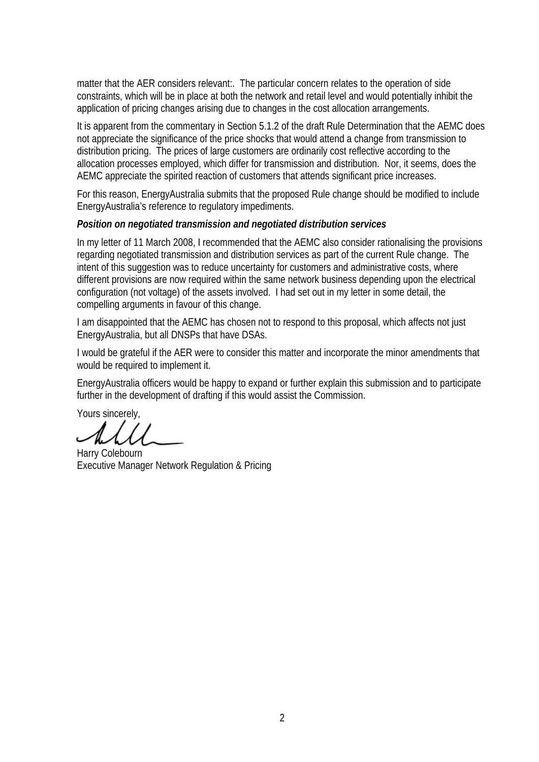matter that the AER considers relevant:. The particular concern relates to the operation of side constraints, which will be in place at both the network and retail level and would potentially inhibit the application of pricing changes arising due to changes in the cost allocation arrangements.

It is apparent from the commentary in Section 5.1.2 of the draft Rule Determination that the AEMC does not appreciate the significance of the price shocks that would attend a change from transmission to distribution pricing. The prices of large customers are ordinarily cost reflective according to the allocation processes employed, which differ for transmission and distribution. Nor, it seems, does the AEMC appreciate the spirited reaction of customers that attends significant price increases.

For this reason, EnergyAustralia submits that the proposed Rule change should be modified to include EnergyAustralia's reference to regulatory impediments.

***Position on negotiated transmission and negotiated distribution services***

In my letter of 11 March 2008, I recommended that the AEMC also consider rationalising the provisions regarding negotiated transmission and distribution services as part of the current Rule change. The intent of this suggestion was to reduce uncertainty for customers and administrative costs, where different provisions are now required within the same network business depending upon the electrical configuration (not voltage) of the assets involved. I had set out in my letter in some detail, the compelling arguments in favour of this change.

I am disappointed that the AEMC has chosen not to respond to this proposal, which affects not just EnergyAustralia, but all DNSPs that have DSAs.

I would be grateful if the AER were to consider this matter and incorporate the minor amendments that would be required to implement it.

EnergyAustralia officers would be happy to expand or further explain this submission and to participate further in the development of drafting if this would assist the Commission.

Yours sincerely,

Harry Colebourn
Executive Manager Network Regulation & Pricing